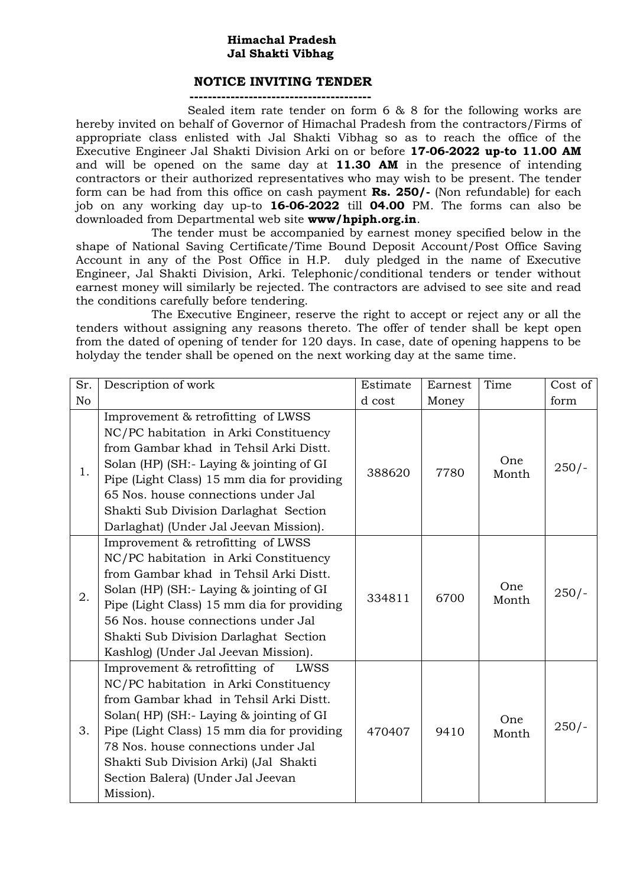**Himachal Pradesh**
**Jal Shakti Vibhag**

## NOTICE INVITING TENDER

Sealed item rate tender on form 6 & 8 for the following works are hereby invited on behalf of Governor of Himachal Pradesh from the contractors/Firms of appropriate class enlisted with Jal Shakti Vibhag so as to reach the office of the Executive Engineer Jal Shakti Division Arki on or before **17-06-2022 up-to 11.00 AM** and will be opened on the same day at **11.30 AM** in the presence of intending contractors or their authorized representatives who may wish to be present. The tender form can be had from this office on cash payment **Rs. 250/-** (Non refundable) for each job on any working day up-to **16-06-2022** till **04.00** PM. The forms can also be downloaded from Departmental web site **www/hpiph.org.in**.

The tender must be accompanied by earnest money specified below in the shape of National Saving Certificate/Time Bound Deposit Account/Post Office Saving Account in any of the Post Office in H.P. duly pledged in the name of Executive Engineer, Jal Shakti Division, Arki. Telephonic/conditional tenders or tender without earnest money will similarly be rejected. The contractors are advised to see site and read the conditions carefully before tendering.

The Executive Engineer, reserve the right to accept or reject any or all the tenders without assigning any reasons thereto. The offer of tender shall be kept open from the dated of opening of tender for 120 days. In case, date of opening happens to be holyday the tender shall be opened on the next working day at the same time.

| Sr. No | Description of work | Estimated cost | Earnest Money | Time | Cost of form |
|---|---|---|---|---|---|
| 1. | Improvement & retrofitting of LWSS NC/PC habitation in Arki Constituency from Gambar khad in Tehsil Arki Distt. Solan (HP) (SH:- Laying & jointing of GI Pipe (Light Class) 15 mm dia for providing 65 Nos. house connections under Jal Shakti Sub Division Darlaghat Section Darlaghat) (Under Jal Jeevan Mission). | 388620 | 7780 | One Month | 250/- |
| 2. | Improvement & retrofitting of LWSS NC/PC habitation in Arki Constituency from Gambar khad in Tehsil Arki Distt. Solan (HP) (SH:- Laying & jointing of GI Pipe (Light Class) 15 mm dia for providing 56 Nos. house connections under Jal Shakti Sub Division Darlaghat Section Kashlog) (Under Jal Jeevan Mission). | 334811 | 6700 | One Month | 250/- |
| 3. | Improvement & retrofitting of LWSS NC/PC habitation in Arki Constituency from Gambar khad in Tehsil Arki Distt. Solan( HP) (SH:- Laying & jointing of GI Pipe (Light Class) 15 mm dia for providing 78 Nos. house connections under Jal Shakti Sub Division Arki) (Jal Shakti Section Balera) (Under Jal Jeevan Mission). | 470407 | 9410 | One Month | 250/- |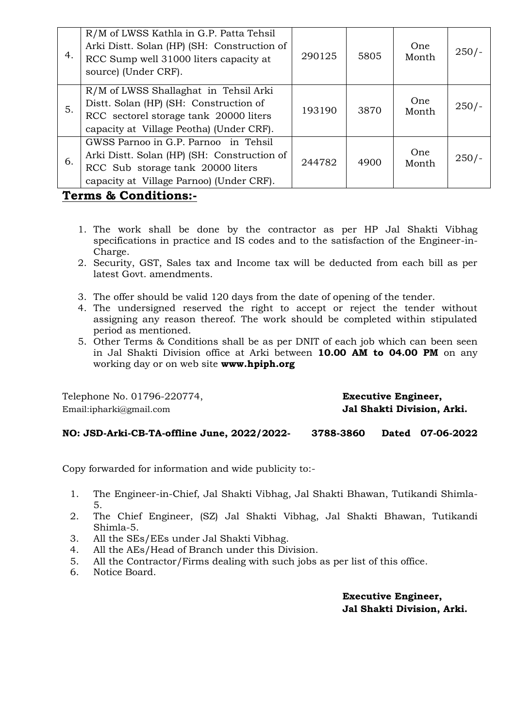| | | | | | |
|---|---|---|---|---|---|
| 4. | R/M of LWSS Kathla in G.P. Patta Tehsil Arki Distt. Solan (HP) (SH: Construction of RCC Sump well 31000 liters capacity at source) (Under CRF). | 290125 | 5805 | One Month | 250/- |
| 5. | R/M of LWSS Shallaghat in Tehsil Arki Distt. Solan (HP) (SH: Construction of RCC sectorel storage tank 20000 liters capacity at Village Peotha) (Under CRF). | 193190 | 3870 | One Month | 250/- |
| 6. | GWSS Parnoo in G.P. Parnoo in Tehsil Arki Distt. Solan (HP) (SH: Construction of RCC Sub storage tank 20000 liters capacity at Village Parnoo) (Under CRF). | 244782 | 4900 | One Month | 250/- |

## Terms & Conditions:-

1. The work shall be done by the contractor as per HP Jal Shakti Vibhag specifications in practice and IS codes and to the satisfaction of the Engineer-in-Charge.
2. Security, GST, Sales tax and Income tax will be deducted from each bill as per latest Govt. amendments.
3. The offer should be valid 120 days from the date of opening of the tender.
4. The undersigned reserved the right to accept or reject the tender without assigning any reason thereof. The work should be completed within stipulated period as mentioned.
5. Other Terms & Conditions shall be as per DNIT of each job which can been seen in Jal Shakti Division office at Arki between **10.00 AM to 04.00 PM** on any working day or on web site **www.hpiph.org**

Telephone No. 01796-220774,
Email:ipharki@gmail.com

**Executive Engineer,**
**Jal Shakti Division, Arki.**

**NO: JSD-Arki-CB-TA-offline June, 2022/2022- 3788-3860 Dated 07-06-2022**

Copy forwarded for information and wide publicity to:-

1. The Engineer-in-Chief, Jal Shakti Vibhag, Jal Shakti Bhawan, Tutikandi Shimla-5.
2. The Chief Engineer, (SZ) Jal Shakti Vibhag, Jal Shakti Bhawan, Tutikandi Shimla-5.
3. All the SEs/EEs under Jal Shakti Vibhag.
4. All the AEs/Head of Branch under this Division.
5. All the Contractor/Firms dealing with such jobs as per list of this office.
6. Notice Board.

**Executive Engineer,**
**Jal Shakti Division, Arki.**